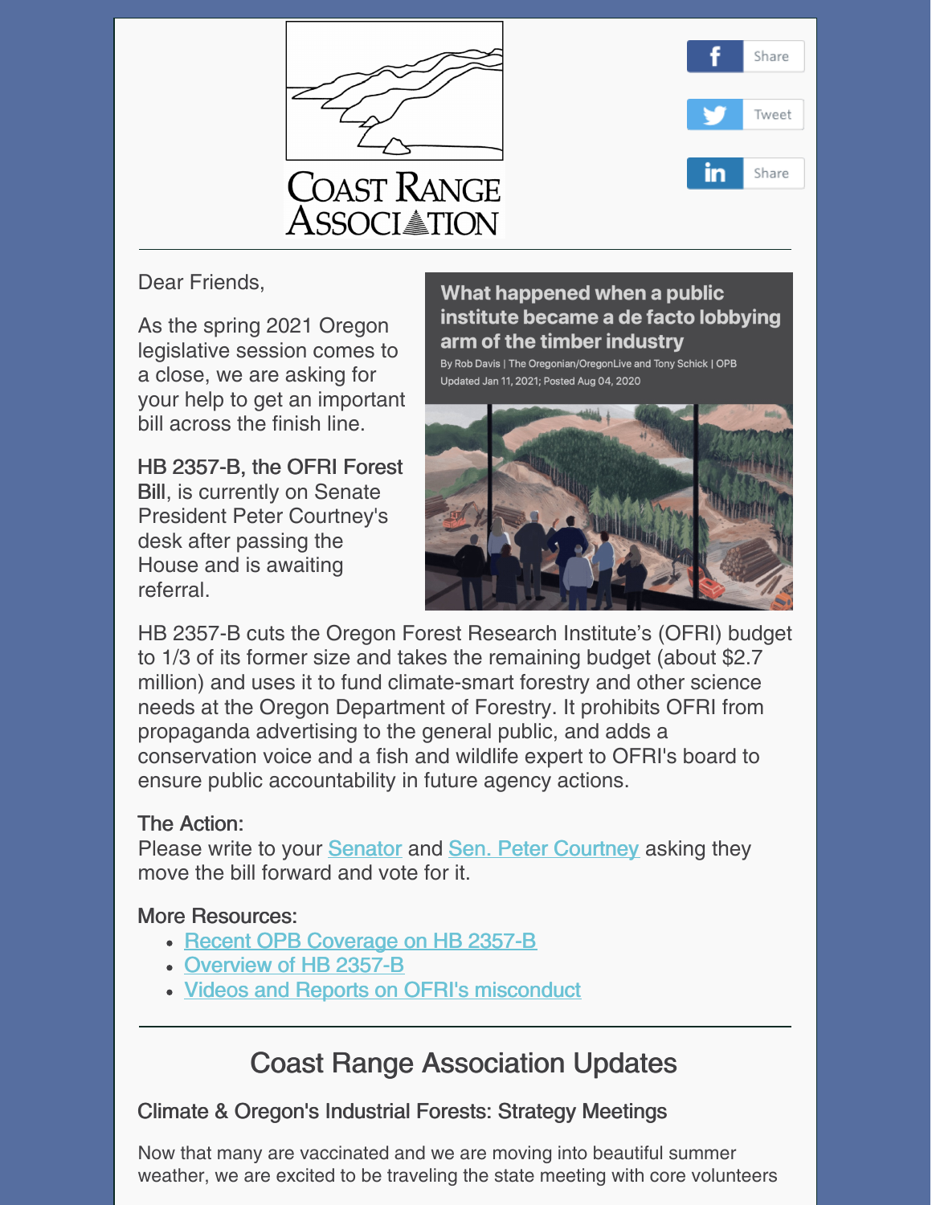Coast Range Association

Share

Tweet

Share

Dear Friends,

As the spring 2021 Oregon legislative session comes to a close, we are asking for your help to get an important bill across the finish line.

What happened when a public institute became a de facto lobbying arm of the timber industry

By Rob Davis | The Oregonian/OregonLive and Tony Schick | OPB
Updated Jan 11, 2021; Posted Aug 04, 2020

HB 2357-B, the OFRI Forest Bill, is currently on Senate President Peter Courtney's desk after passing the House and is awaiting referral.

HB 2357-B cuts the Oregon Forest Research Institute's (OFRI) budget to 1/3 of its former size and takes the remaining budget (about $2.7 million) and uses it to fund climate-smart forestry and other science needs at the Oregon Department of Forestry. It prohibits OFRI from propaganda advertising to the general public, and adds a conservation voice and a fish and wildlife expert to OFRI's board to ensure public accountability in future agency actions.

The Action:
Please write to your Senator and Sen. Peter Courtney asking they move the bill forward and vote for it.

More Resources:

- Recent OPB Coverage on HB 2357-B
- Overview of HB 2357-B
- Videos and Reports on OFRI's misconduct

---

## Coast Range Association Updates

### Climate & Oregon's Industrial Forests: Strategy Meetings

Now that many are vaccinated and we are moving into beautiful summer weather, we are excited to be traveling the state meeting with core volunteers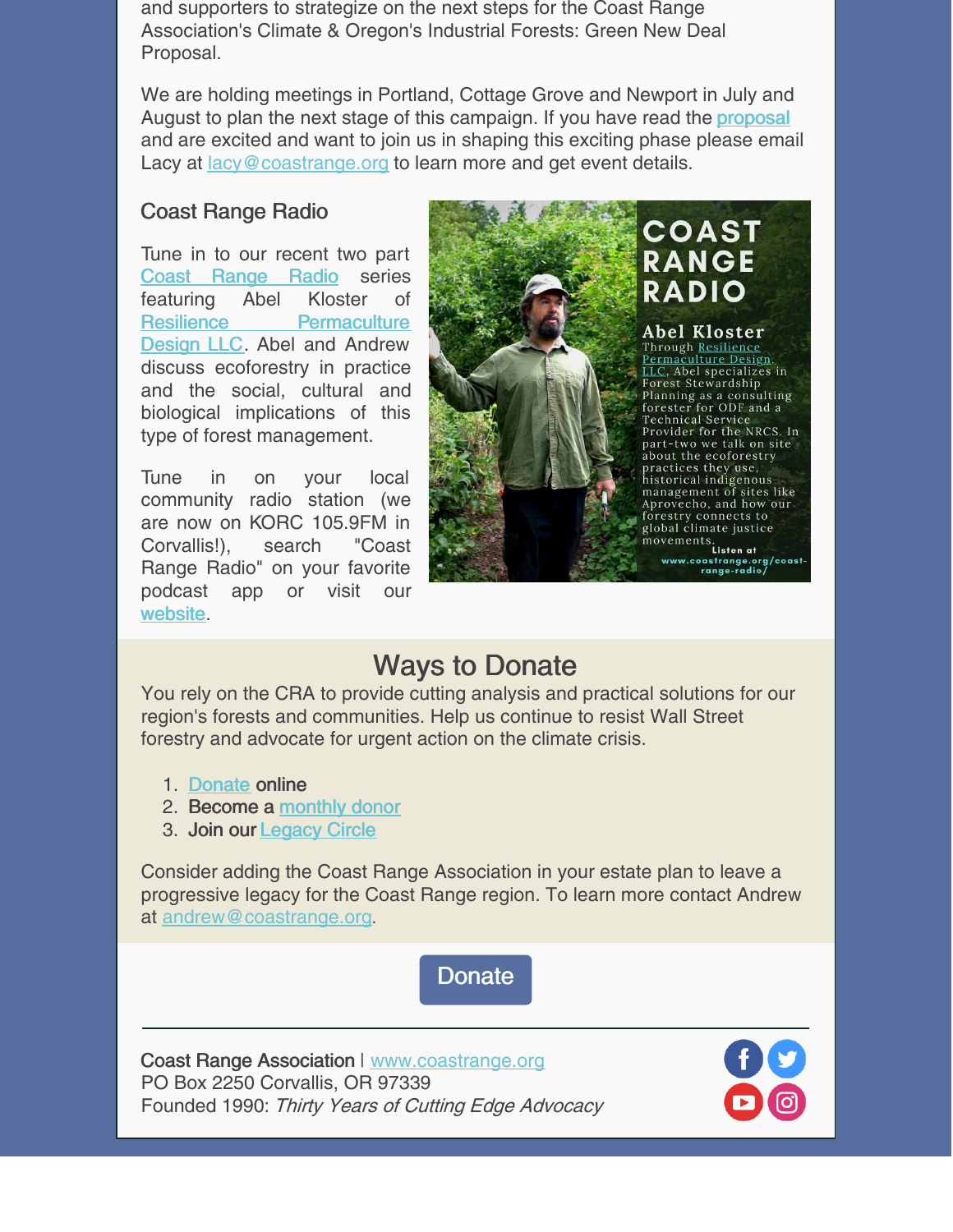and supporters to strategize on the next steps for the Coast Range Association's Climate & Oregon's Industrial Forests: Green New Deal Proposal.

We are holding meetings in Portland, Cottage Grove and Newport in July and August to plan the next stage of this campaign. If you have read the proposal and are excited and want to join us in shaping this exciting phase please email Lacy at lacy@coastrange.org to learn more and get event details.

### Coast Range Radio

Tune in to our recent two part Coast Range Radio series featuring Abel Kloster of Resilience Permaculture Design LLC. Abel and Andrew discuss ecoforestry in practice and the social, cultural and biological implications of this type of forest management.

Tune in on your local community radio station (we are now on KORC 105.9FM in Corvallis!), search "Coast Range Radio" on your favorite podcast app or visit our website.

COAST RANGE RADIO

Abel Kloster

Through Resilience Permaculture Design, LLC, Abel specializes in Forest Stewardship Planning as a consulting forester for ODF and a Technical Service Provider for the NRCS. In part-two we talk on site about the ecoforestry practices they use, historical indigenous management of sites like Aprovecho, and how our forestry connects to global climate justice movements.

Listen at www.coastrange.org/coast-range-radio/

## Ways to Donate

You rely on the CRA to provide cutting analysis and practical solutions for our region's forests and communities. Help us continue to resist Wall Street forestry and advocate for urgent action on the climate crisis.

1. Donate online
2. Become a monthly donor
3. Join our Legacy Circle

Consider adding the Coast Range Association in your estate plan to leave a progressive legacy for the Coast Range region. To learn more contact Andrew at andrew@coastrange.org.

Donate

---

Coast Range Association | www.coastrange.org
PO Box 2250 Corvallis, OR 97339
Founded 1990: *Thirty Years of Cutting Edge Advocacy*